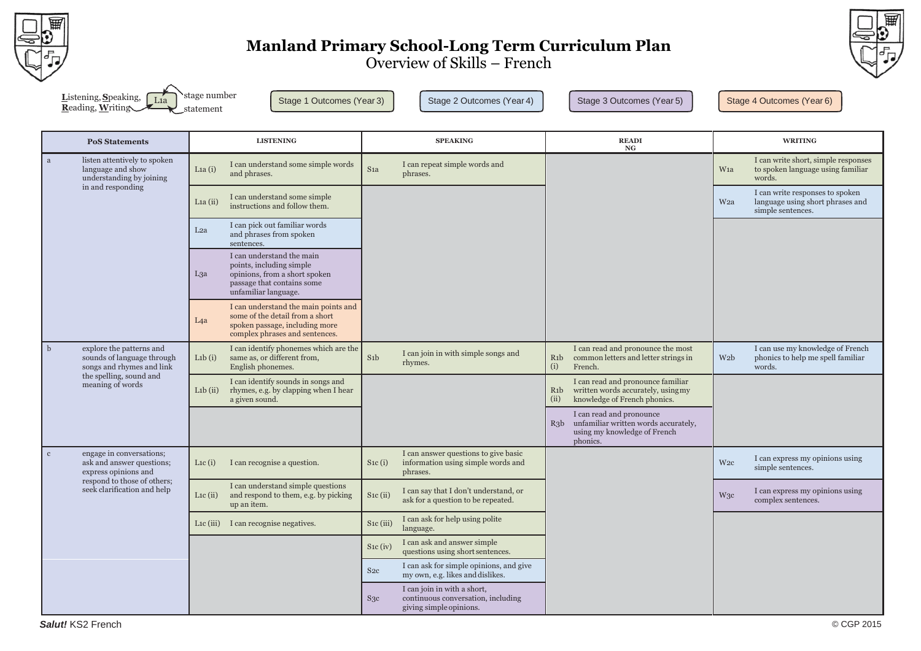# Manland Primary School-Long Term Curriculum Plan

## Overview of Skills – French

**L**istening, **S**peaking, **R**eading, **W**riting — L1a — stage number, statement

Stage 1 Outcomes (Year 3) | Stage 2 Outcomes (Year 4) | Stage 3 Outcomes (Year 5) | Stage 4 Outcomes (Year 6)

| PoS Statements | | LISTENING | | SPEAKING | | READING | | WRITING | |
|---|---|---|---|---|---|---|---|---|---|
| a | listen attentively to spoken language and show understanding by joining in and responding | L1a (i) | I can understand some simple words and phrases. | S1a | I can repeat simple words and phrases. | | | W1a | I can write short, simple responses to spoken language using familiar words. |
| | | L1a (ii) | I can understand some simple instructions and follow them. | | | | | W2a | I can write responses to spoken language using short phrases and simple sentences. |
| | | L2a | I can pick out familiar words and phrases from spoken sentences. | | | | | | |
| | | L3a | I can understand the main points, including simple opinions, from a short spoken passage that contains some unfamiliar language. | | | | | | |
| | | L4a | I can understand the main points and some of the detail from a short spoken passage, including more complex phrases and sentences. | | | | | | |
| b | explore the patterns and sounds of language through songs and rhymes and link the spelling, sound and meaning of words | L1b (i) | I can identify phonemes which are the same as, or different from, English phonemes. | S1b | I can join in with simple songs and rhymes. | R1b (i) | I can read and pronounce the most common letters and letter strings in French. | W2b | I can use my knowledge of French phonics to help me spell familiar words. |
| | | L1b (ii) | I can identify sounds in songs and rhymes, e.g. by clapping when I hear a given sound. | | | R1b (ii) | I can read and pronounce familiar written words accurately, using my knowledge of French phonics. | | |
| | | | | | | R3b | I can read and pronounce unfamiliar written words accurately, using my knowledge of French phonics. | | |
| c | engage in conversations; ask and answer questions; express opinions and respond to those of others; seek clarification and help | L1c (i) | I can recognise a question. | S1c (i) | I can answer questions to give basic information using simple words and phrases. | | | W2c | I can express my opinions using simple sentences. |
| | | L1c (ii) | I can understand simple questions and respond to them, e.g. by picking up an item. | S1c (ii) | I can say that I don't understand, or ask for a question to be repeated. | | | W3c | I can express my opinions using complex sentences. |
| | | L1c (iii) | I can recognise negatives. | S1c (iii) | I can ask for help using polite language. | | | | |
| | | | | S1c (iv) | I can ask and answer simple questions using short sentences. | | | | |
| | | | | S2c | I can ask for simple opinions, and give my own, e.g. likes and dislikes. | | | | |
| | | | | S3c | I can join in with a short, continuous conversation, including giving simple opinions. | | | | |

*Salut!* KS2 French — © CGP 2015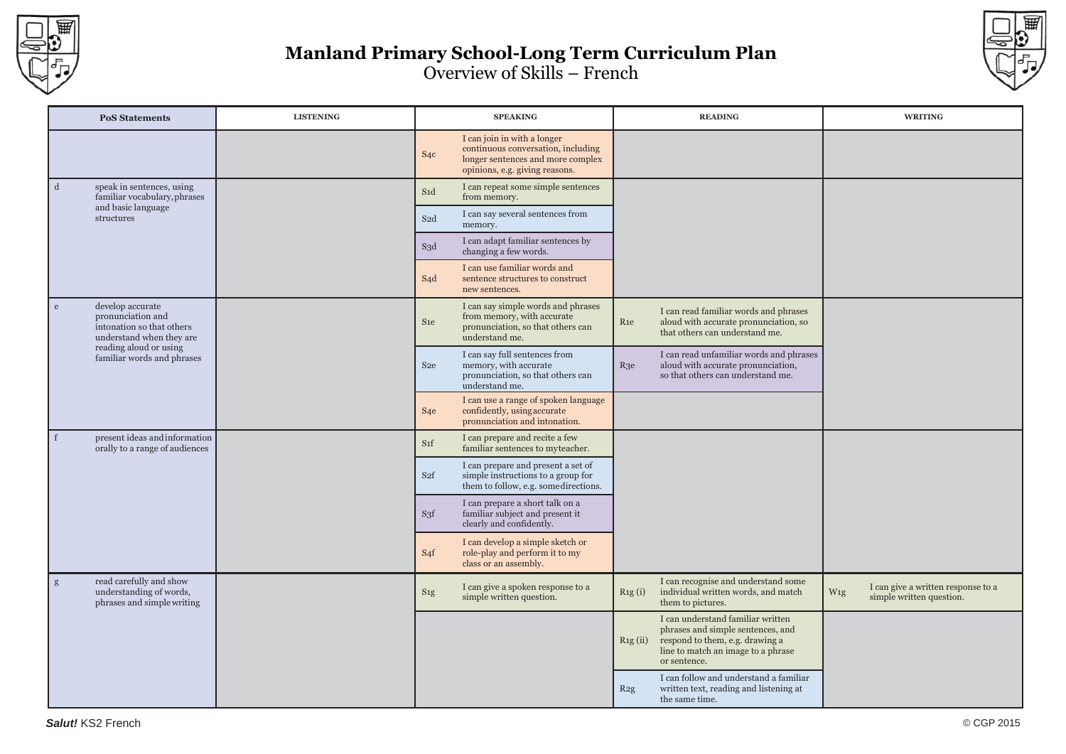# Manland Primary School-Long Term Curriculum Plan

Overview of Skills – French

| PoS Statements | | LISTENING | SPEAKING | | READING | | WRITING | |
|---|---|---|---|---|---|---|---|---|
| | | | S4c | I can join in with a longer continuous conversation, including longer sentences and more complex opinions, e.g. giving reasons. | | | | |
| d | speak in sentences, using familiar vocabulary, phrases and basic language structures | | S1d | I can repeat some simple sentences from memory. | | | | |
| | | | S2d | I can say several sentences from memory. | | | | |
| | | | S3d | I can adapt familiar sentences by changing a few words. | | | | |
| | | | S4d | I can use familiar words and sentence structures to construct new sentences. | | | | |
| e | develop accurate pronunciation and intonation so that others understand when they are reading aloud or using familiar words and phrases | | S1e | I can say simple words and phrases from memory, with accurate pronunciation, so that others can understand me. | R1e | I can read familiar words and phrases aloud with accurate pronunciation, so that others can understand me. | | |
| | | | S2e | I can say full sentences from memory, with accurate pronunciation, so that others can understand me. | R3e | I can read unfamiliar words and phrases aloud with accurate pronunciation, so that others can understand me. | | |
| | | | S4e | I can use a range of spoken language confidently, using accurate pronunciation and intonation. | | | | |
| f | present ideas and information orally to a range of audiences | | S1f | I can prepare and recite a few familiar sentences to my teacher. | | | | |
| | | | S2f | I can prepare and present a set of simple instructions to a group for them to follow, e.g. some directions. | | | | |
| | | | S3f | I can prepare a short talk on a familiar subject and present it clearly and confidently. | | | | |
| | | | S4f | I can develop a simple sketch or role-play and perform it to my class or an assembly. | | | | |
| g | read carefully and show understanding of words, phrases and simple writing | | S1g | I can give a spoken response to a simple written question. | R1g (i) | I can recognise and understand some individual written words, and match them to pictures. | W1g | I can give a written response to a simple written question. |
| | | | | | R1g (ii) | I can understand familiar written phrases and simple sentences, and respond to them, e.g. drawing a line to match an image to a phrase or sentence. | | |
| | | | | | R2g | I can follow and understand a familiar written text, reading and listening at the same time. | | |

***Salut!*** KS2 French

© CGP 2015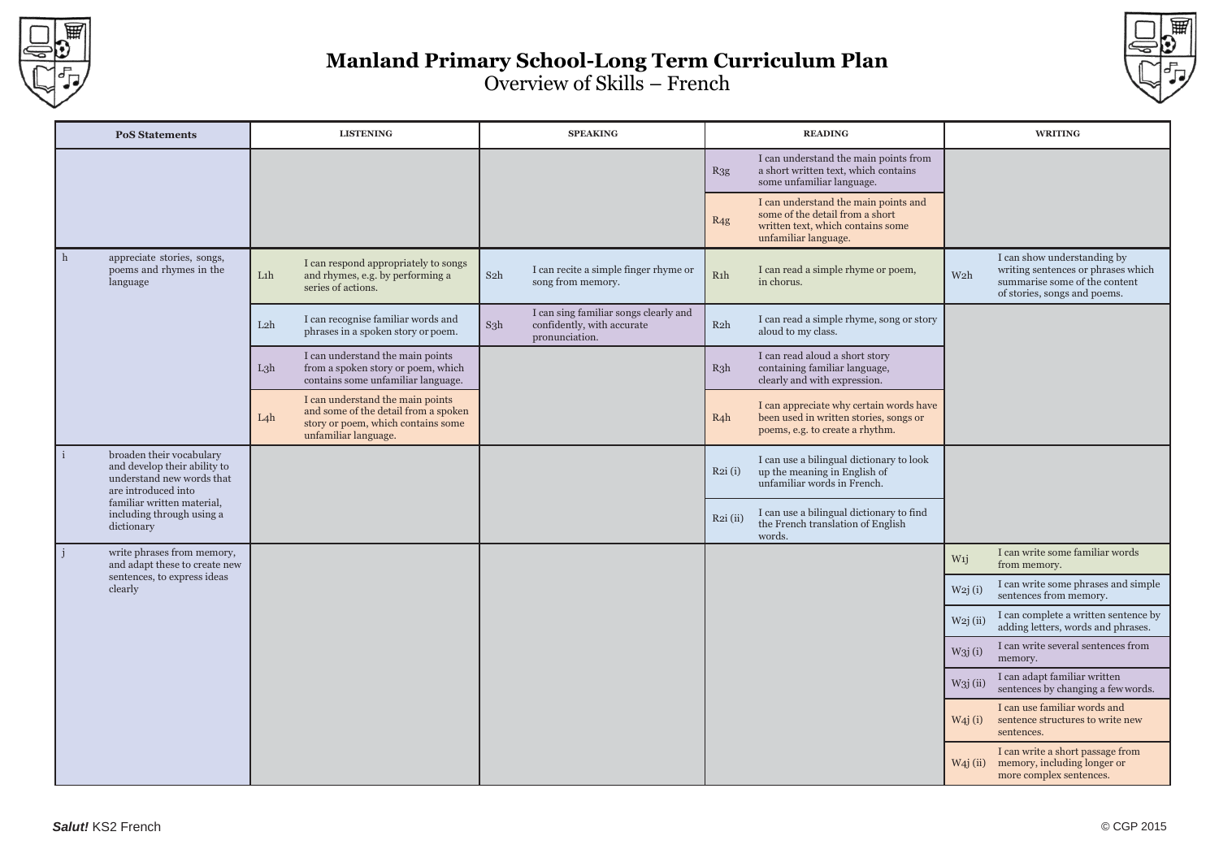# Manland Primary School-Long Term Curriculum Plan

Overview of Skills – French

| PoS Statements | | LISTENING | | SPEAKING | | READING | | WRITING | |
|---|---|---|---|---|---|---|---|---|---|
| | | | | | | R3g | I can understand the main points from a short written text, which contains some unfamiliar language. | | |
| | | | | | | R4g | I can understand the main points and some of the detail from a short written text, which contains some unfamiliar language. | | |
| h | appreciate stories, songs, poems and rhymes in the language | L1h | I can respond appropriately to songs and rhymes, e.g. by performing a series of actions. | S2h | I can recite a simple finger rhyme or song from memory. | R1h | I can read a simple rhyme or poem, in chorus. | W2h | I can show understanding by writing sentences or phrases which summarise some of the content of stories, songs and poems. |
| | | L2h | I can recognise familiar words and phrases in a spoken story or poem. | S3h | I can sing familiar songs clearly and confidently, with accurate pronunciation. | R2h | I can read a simple rhyme, song or story aloud to my class. | | |
| | | L3h | I can understand the main points from a spoken story or poem, which contains some unfamiliar language. | | | R3h | I can read aloud a short story containing familiar language, clearly and with expression. | | |
| | | L4h | I can understand the main points and some of the detail from a spoken story or poem, which contains some unfamiliar language. | | | R4h | I can appreciate why certain words have been used in written stories, songs or poems, e.g. to create a rhythm. | | |
| i | broaden their vocabulary and develop their ability to understand new words that are introduced into familiar written material, including through using a dictionary | | | | | R2i (i) | I can use a bilingual dictionary to look up the meaning in English of unfamiliar words in French. | | |
| | | | | | | R2i (ii) | I can use a bilingual dictionary to find the French translation of English words. | | |
| j | write phrases from memory, and adapt these to create new sentences, to express ideas clearly | | | | | | | W1j | I can write some familiar words from memory. |
| | | | | | | | | W2j (i) | I can write some phrases and simple sentences from memory. |
| | | | | | | | | W2j (ii) | I can complete a written sentence by adding letters, words and phrases. |
| | | | | | | | | W3j (i) | I can write several sentences from memory. |
| | | | | | | | | W3j (ii) | I can adapt familiar written sentences by changing a few words. |
| | | | | | | | | W4j (i) | I can use familiar words and sentence structures to write new sentences. |
| | | | | | | | | W4j (ii) | I can write a short passage from memory, including longer or more complex sentences. |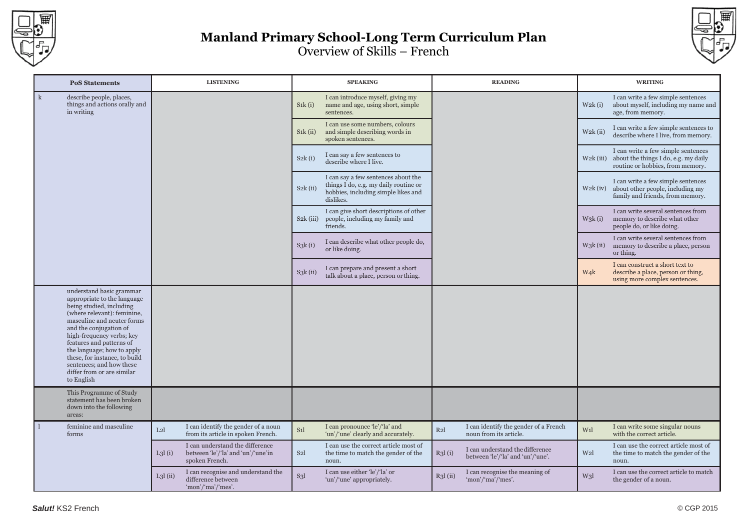# Manland Primary School-Long Term Curriculum Plan

## Overview of Skills – French

| PoS Statements | | LISTENING | | SPEAKING | | READING | | WRITING | |
|---|---|---|---|---|---|---|---|---|---|
| k | describe people, places, things and actions orally and in writing | | | S1k (i) | I can introduce myself, giving my name and age, using short, simple sentences. | | | W2k (i) | I can write a few simple sentences about myself, including my name and age, from memory. |
| | | | | S1k (ii) | I can use some numbers, colours and simple describing words in spoken sentences. | | | W2k (ii) | I can write a few simple sentences to describe where I live, from memory. |
| | | | | S2k (i) | I can say a few sentences to describe where I live. | | | W2k (iii) | I can write a few simple sentences about the things I do, e.g. my daily routine or hobbies, from memory. |
| | | | | S2k (ii) | I can say a few sentences about the things I do, e.g. my daily routine or hobbies, including simple likes and dislikes. | | | W2k (iv) | I can write a few simple sentences about other people, including my family and friends, from memory. |
| | | | | S2k (iii) | I can give short descriptions of other people, including my family and friends. | | | W3k (i) | I can write several sentences from memory to describe what other people do, or like doing. |
| | | | | S3k (i) | I can describe what other people do, or like doing. | | | W3k (ii) | I can write several sentences from memory to describe a place, person or thing. |
| | | | | S3k (ii) | I can prepare and present a short talk about a place, person or thing. | | | W4k | I can construct a short text to describe a place, person or thing, using more complex sentences. |
| | understand basic grammar appropriate to the language being studied, including (where relevant): feminine, masculine and neuter forms and the conjugation of high-frequency verbs; key features and patterns of the language; how to apply these, for instance, to build sentences; and how these differ from or are similar to English | | | | | | | | |
| | This Programme of Study statement has been broken down into the following areas: | | | | | | | | |
| l | feminine and masculine forms | L2l | I can identify the gender of a noun from its article in spoken French. | S1l | I can pronounce 'le'/'la' and 'un'/'une' clearly and accurately. | R2l | I can identify the gender of a French noun from its article. | W1l | I can write some singular nouns with the correct article. |
| | | L3l (i) | I can understand the difference between 'le'/'la' and 'un'/'une'in spoken French. | S2l | I can use the correct article most of the time to match the gender of the noun. | R3l (i) | I can understand the difference between 'le'/'la' and 'un'/'une'. | W2l | I can use the correct article most of the time to match the gender of the noun. |
| | | L3l (ii) | I can recognise and understand the difference between 'mon'/'ma'/'mes'. | S3l | I can use either 'le'/'la' or 'un'/'une' appropriately. | R3l (ii) | I can recognise the meaning of 'mon'/'ma'/'mes'. | W3l | I can use the correct article to match the gender of a noun. |

*Salut!* KS2 French © CGP 2015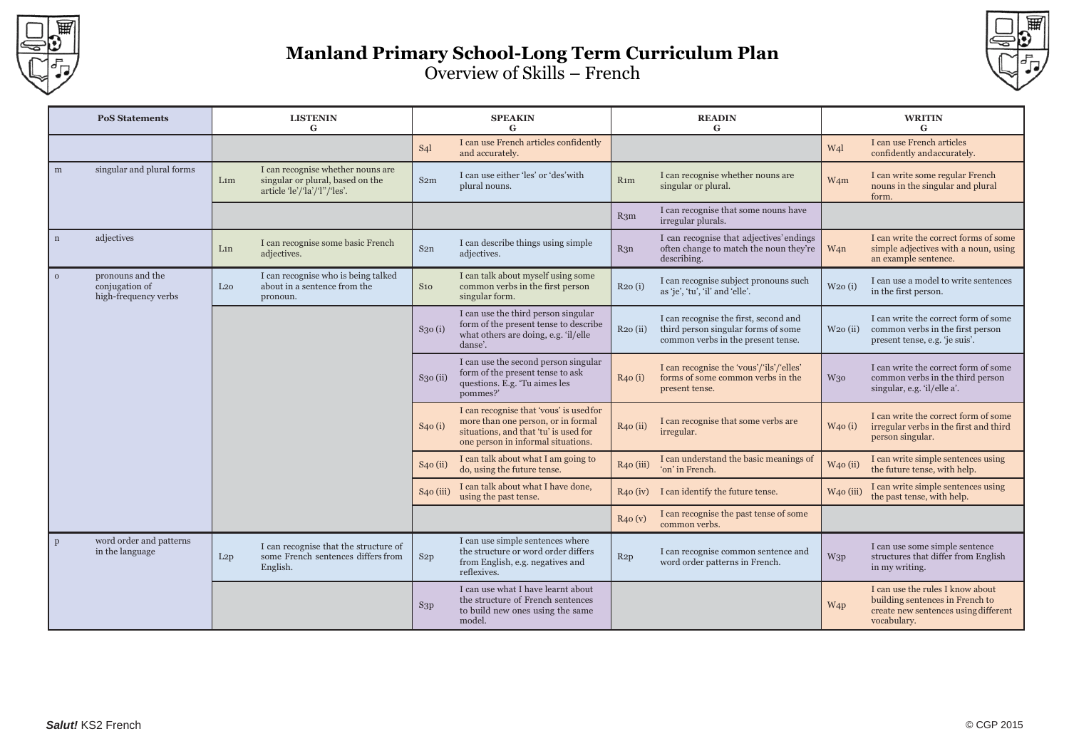# Manland Primary School-Long Term Curriculum Plan

Overview of Skills – French

| PoS Statements | | LISTENIN G | | SPEAKIN G | | READIN G | | WRITIN G | |
|---|---|---|---|---|---|---|---|---|---|
| | | | | S4l | I can use French articles confidently and accurately. | | | W4l | I can use French articles confidently and accurately. |
| m | singular and plural forms | L1m | I can recognise whether nouns are singular or plural, based on the article 'le'/'la'/'l''/'les'. | S2m | I can use either 'les' or 'des' with plural nouns. | R1m | I can recognise whether nouns are singular or plural. | W4m | I can write some regular French nouns in the singular and plural form. |
| | | | | | | R3m | I can recognise that some nouns have irregular plurals. | | |
| n | adjectives | L1n | I can recognise some basic French adjectives. | S2n | I can describe things using simple adjectives. | R3n | I can recognise that adjectives' endings often change to match the noun they're describing. | W4n | I can write the correct forms of some simple adjectives with a noun, using an example sentence. |
| o | pronouns and the conjugation of high-frequency verbs | L2o | I can recognise who is being talked about in a sentence from the pronoun. | S1o | I can talk about myself using some common verbs in the first person singular form. | R2o (i) | I can recognise subject pronouns such as 'je', 'tu', 'il' and 'elle'. | W2o (i) | I can use a model to write sentences in the first person. |
| | | | | S3o (i) | I can use the third person singular form of the present tense to describe what others are doing, e.g. 'il/elle danse'. | R2o (ii) | I can recognise the first, second and third person singular forms of some common verbs in the present tense. | W2o (ii) | I can write the correct form of some common verbs in the first person present tense, e.g. 'je suis'. |
| | | | | S3o (ii) | I can use the second person singular form of the present tense to ask questions. E.g. 'Tu aimes les pommes?' | R4o (i) | I can recognise the 'vous'/'ils'/'elles' forms of some common verbs in the present tense. | W3o | I can write the correct form of some common verbs in the third person singular, e.g. 'il/elle a'. |
| | | | | S4o (i) | I can recognise that 'vous' is used for more than one person, or in formal situations, and that 'tu' is used for one person in informal situations. | R4o (ii) | I can recognise that some verbs are irregular. | W4o (i) | I can write the correct form of some irregular verbs in the first and third person singular. |
| | | | | S4o (ii) | I can talk about what I am going to do, using the future tense. | R4o (iii) | I can understand the basic meanings of 'on' in French. | W4o (ii) | I can write simple sentences using the future tense, with help. |
| | | | | S4o (iii) | I can talk about what I have done, using the past tense. | R4o (iv) | I can identify the future tense. | W4o (iii) | I can write simple sentences using the past tense, with help. |
| | | | | | | R4o (v) | I can recognise the past tense of some common verbs. | | |
| p | word order and patterns in the language | L2p | I can recognise that the structure of some French sentences differs from English. | S2p | I can use simple sentences where the structure or word order differs from English, e.g. negatives and reflexives. | R2p | I can recognise common sentence and word order patterns in French. | W3p | I can use some simple sentence structures that differ from English in my writing. |
| | | | | S3p | I can use what I have learnt about the structure of French sentences to build new ones using the same model. | | | W4p | I can use the rules I know about building sentences in French to create new sentences using different vocabulary. |

*Salut!* KS2 French

© CGP 2015